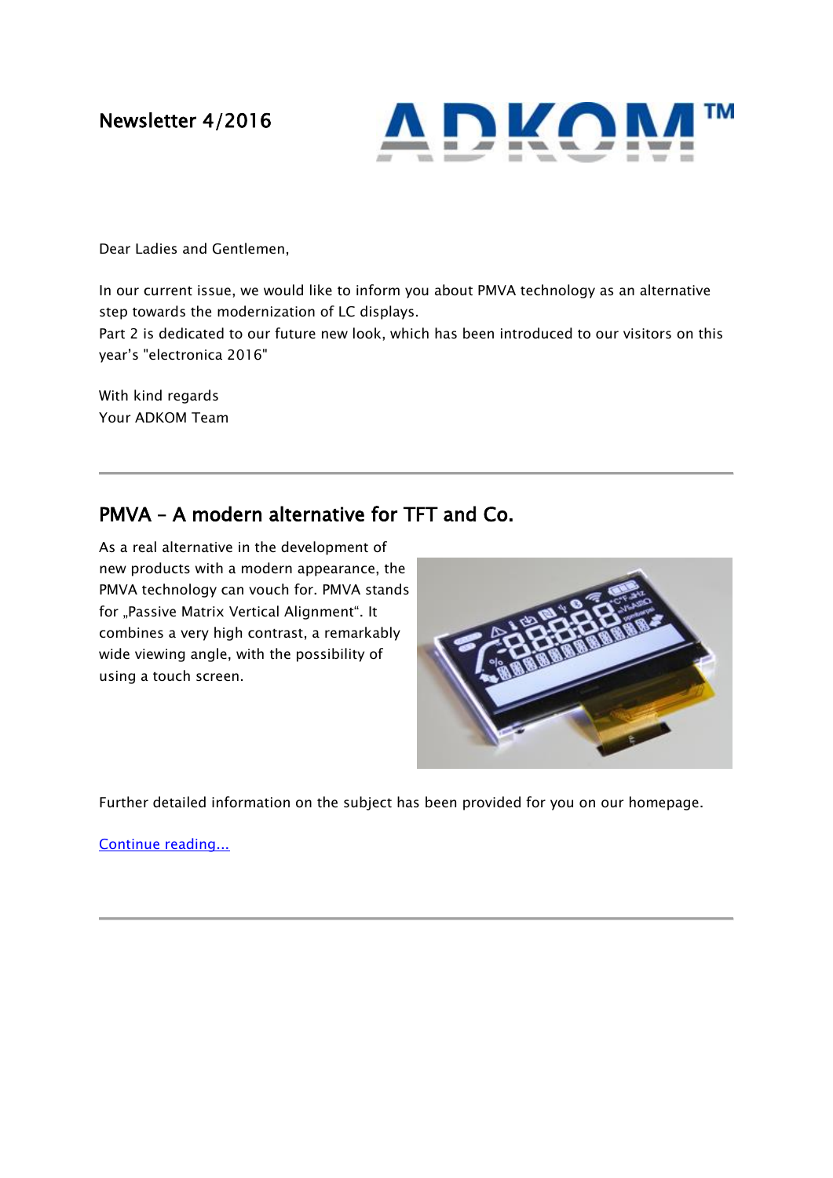Newsletter 4/2016

Dear Ladies and Gentlemen,

In our current issue, we would like to inform you about PMVA technology as an alternative step towards the modernization of LC displays.
Part 2 is dedicated to our future new look, which has been introduced to our visitors on this year's "electronica 2016"

With kind regards
Your ADKOM Team

---

## PMVA – A modern alternative for TFT and Co.

As a real alternative in the development of new products with a modern appearance, the PMVA technology can vouch for. PMVA stands for „Passive Matrix Vertical Alignment". It combines a very high contrast, a remarkably wide viewing angle, with the possibility of using a touch screen.

Further detailed information on the subject has been provided for you on our homepage.

Continue reading...

---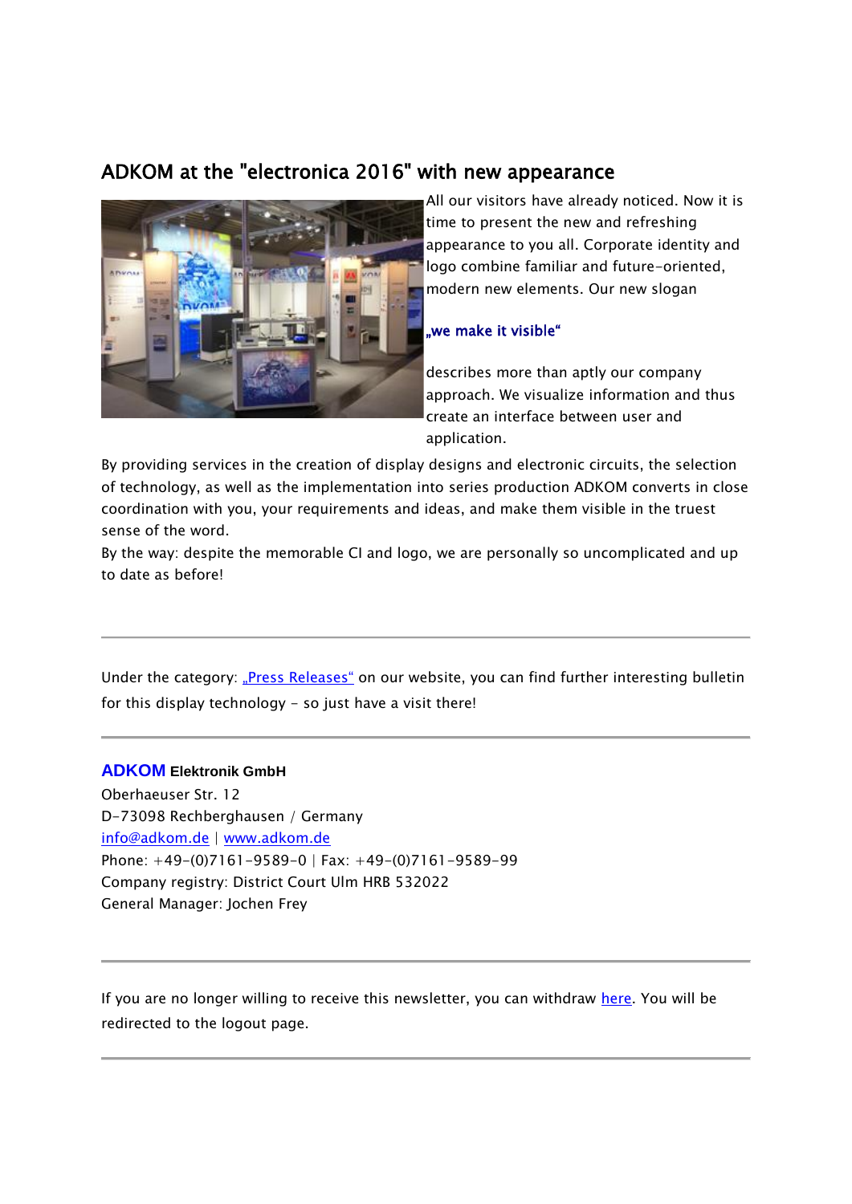## ADKOM at the "electronica 2016" with new appearance

All our visitors have already noticed. Now it is time to present the new and refreshing appearance to you all. Corporate identity and logo combine familiar and future-oriented, modern new elements. Our new slogan

**„we make it visible"**

describes more than aptly our company approach. We visualize information and thus create an interface between user and application.

By providing services in the creation of display designs and electronic circuits, the selection of technology, as well as the implementation into series production ADKOM converts in close coordination with you, your requirements and ideas, and make them visible in the truest sense of the word.
By the way: despite the memorable CI and logo, we are personally so uncomplicated and up to date as before!

---

Under the category: „Press Releases" on our website, you can find further interesting bulletin for this display technology - so just have a visit there!

---

**ADKOM Elektronik GmbH**
Oberhaeuser Str. 12
D-73098 Rechberghausen / Germany
info@adkom.de | www.adkom.de
Phone: +49-(0)7161-9589-0 | Fax: +49-(0)7161-9589-99
Company registry: District Court Ulm HRB 532022
General Manager: Jochen Frey

---

If you are no longer willing to receive this newsletter, you can withdraw here. You will be redirected to the logout page.

---